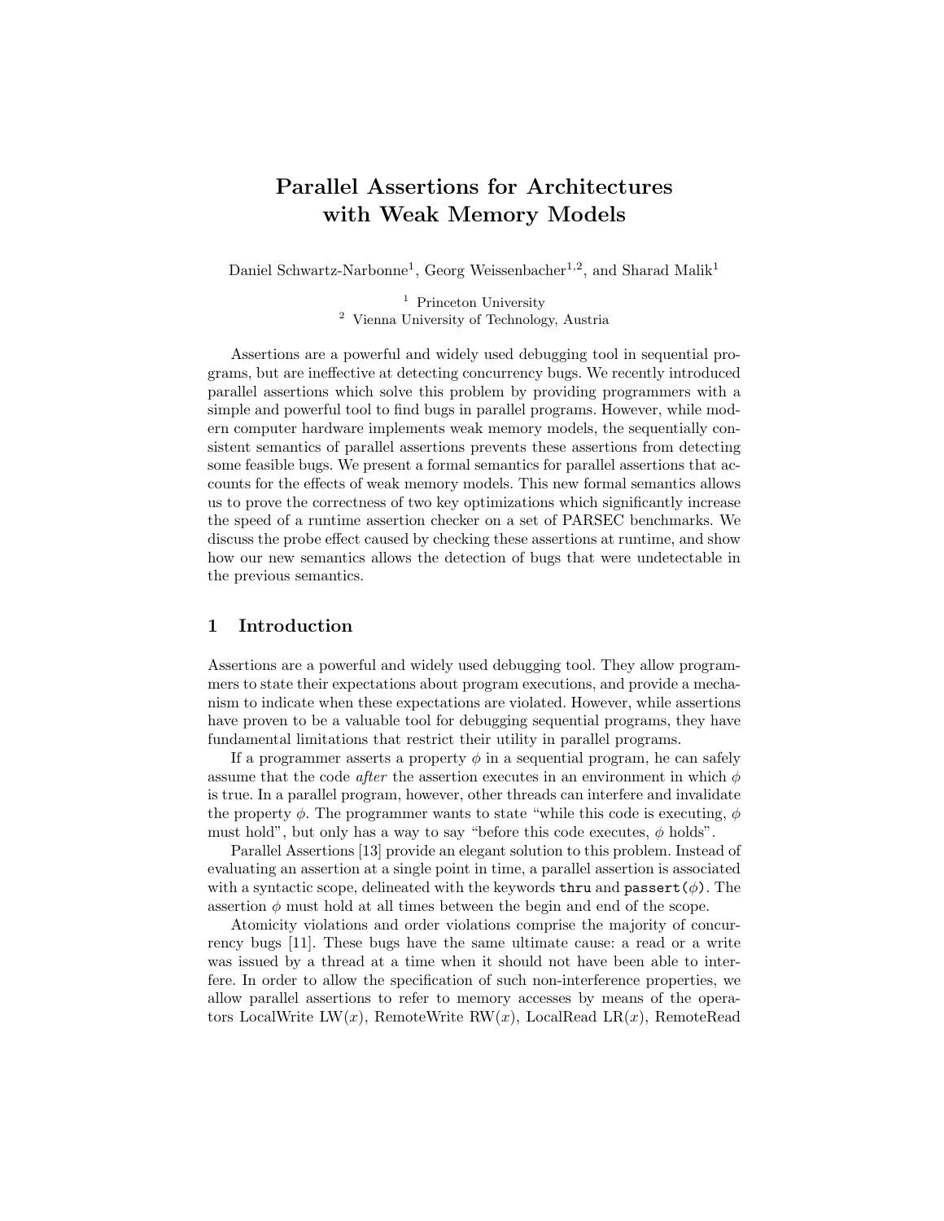# Parallel Assertions for Architectures with Weak Memory Models

Daniel Schwartz-Narbonne[1], Georg Weissenbacher[1,2], and Sharad Malik[1]

[1] Princeton University
[2] Vienna University of Technology, Austria

Assertions are a powerful and widely used debugging tool in sequential programs, but are ineffective at detecting concurrency bugs. We recently introduced parallel assertions which solve this problem by providing programmers with a simple and powerful tool to find bugs in parallel programs. However, while modern computer hardware implements weak memory models, the sequentially consistent semantics of parallel assertions prevents these assertions from detecting some feasible bugs. We present a formal semantics for parallel assertions that accounts for the effects of weak memory models. This new formal semantics allows us to prove the correctness of two key optimizations which significantly increase the speed of a runtime assertion checker on a set of PARSEC benchmarks. We discuss the probe effect caused by checking these assertions at runtime, and show how our new semantics allows the detection of bugs that were undetectable in the previous semantics.

## 1 Introduction

Assertions are a powerful and widely used debugging tool. They allow programmers to state their expectations about program executions, and provide a mechanism to indicate when these expectations are violated. However, while assertions have proven to be a valuable tool for debugging sequential programs, they have fundamental limitations that restrict their utility in parallel programs.

If a programmer asserts a property $\phi$ in a sequential program, he can safely assume that the code *after* the assertion executes in an environment in which $\phi$ is true. In a parallel program, however, other threads can interfere and invalidate the property $\phi$. The programmer wants to state "while this code is executing, $\phi$ must hold", but only has a way to say "before this code executes, $\phi$ holds".

Parallel Assertions [13] provide an elegant solution to this problem. Instead of evaluating an assertion at a single point in time, a parallel assertion is associated with a syntactic scope, delineated with the keywords `thru` and `passert(`$\phi$`)`. The assertion $\phi$ must hold at all times between the begin and end of the scope.

Atomicity violations and order violations comprise the majority of concurrency bugs [11]. These bugs have the same ultimate cause: a read or a write was issued by a thread at a time when it should not have been able to interfere. In order to allow the specification of such non-interference properties, we allow parallel assertions to refer to memory accesses by means of the operators LocalWrite $\mathrm{LW}(x)$, RemoteWrite $\mathrm{RW}(x)$, LocalRead $\mathrm{LR}(x)$, RemoteRead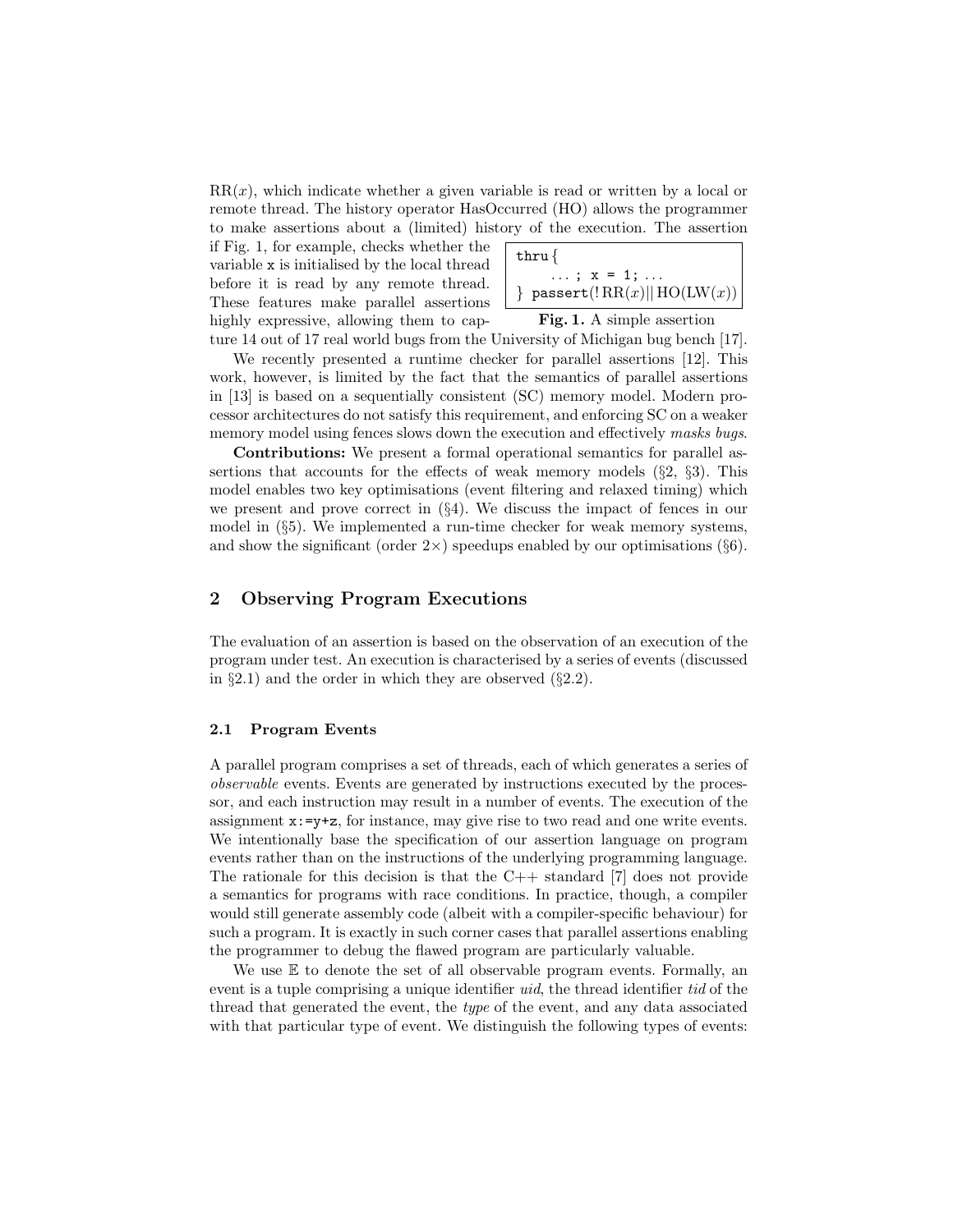$RR(x)$, which indicate whether a given variable is read or written by a local or remote thread. The history operator HasOccurred (HO) allows the programmer to make assertions about a (limited) history of the execution. The assertion if Fig. 1, for example, checks whether the variable `x` is initialised by the local thread before it is read by any remote thread. These features make parallel assertions highly expressive, allowing them to capture 14 out of 17 real world bugs from the University of Michigan bug bench [17].

```
thru{
    ... ; x = 1; ...
} passert(!RR(x)|| HO(LW(x))
```

**Fig. 1.** A simple assertion

We recently presented a runtime checker for parallel assertions [12]. This work, however, is limited by the fact that the semantics of parallel assertions in [13] is based on a sequentially consistent (SC) memory model. Modern processor architectures do not satisfy this requirement, and enforcing SC on a weaker memory model using fences slows down the execution and effectively *masks bugs*.

**Contributions:** We present a formal operational semantics for parallel assertions that accounts for the effects of weak memory models (§2, §3). This model enables two key optimisations (event filtering and relaxed timing) which we present and prove correct in (§4). We discuss the impact of fences in our model in (§5). We implemented a run-time checker for weak memory systems, and show the significant (order 2×) speedups enabled by our optimisations (§6).

## 2 Observing Program Executions

The evaluation of an assertion is based on the observation of an execution of the program under test. An execution is characterised by a series of events (discussed in §2.1) and the order in which they are observed (§2.2).

### 2.1 Program Events

A parallel program comprises a set of threads, each of which generates a series of *observable* events. Events are generated by instructions executed by the processor, and each instruction may result in a number of events. The execution of the assignment `x:=y+z`, for instance, may give rise to two read and one write events. We intentionally base the specification of our assertion language on program events rather than on the instructions of the underlying programming language. The rationale for this decision is that the C++ standard [7] does not provide a semantics for programs with race conditions. In practice, though, a compiler would still generate assembly code (albeit with a compiler-specific behaviour) for such a program. It is exactly in such corner cases that parallel assertions enabling the programmer to debug the flawed program are particularly valuable.

We use $\mathbb{E}$ to denote the set of all observable program events. Formally, an event is a tuple comprising a unique identifier *uid*, the thread identifier *tid* of the thread that generated the event, the *type* of the event, and any data associated with that particular type of event. We distinguish the following types of events: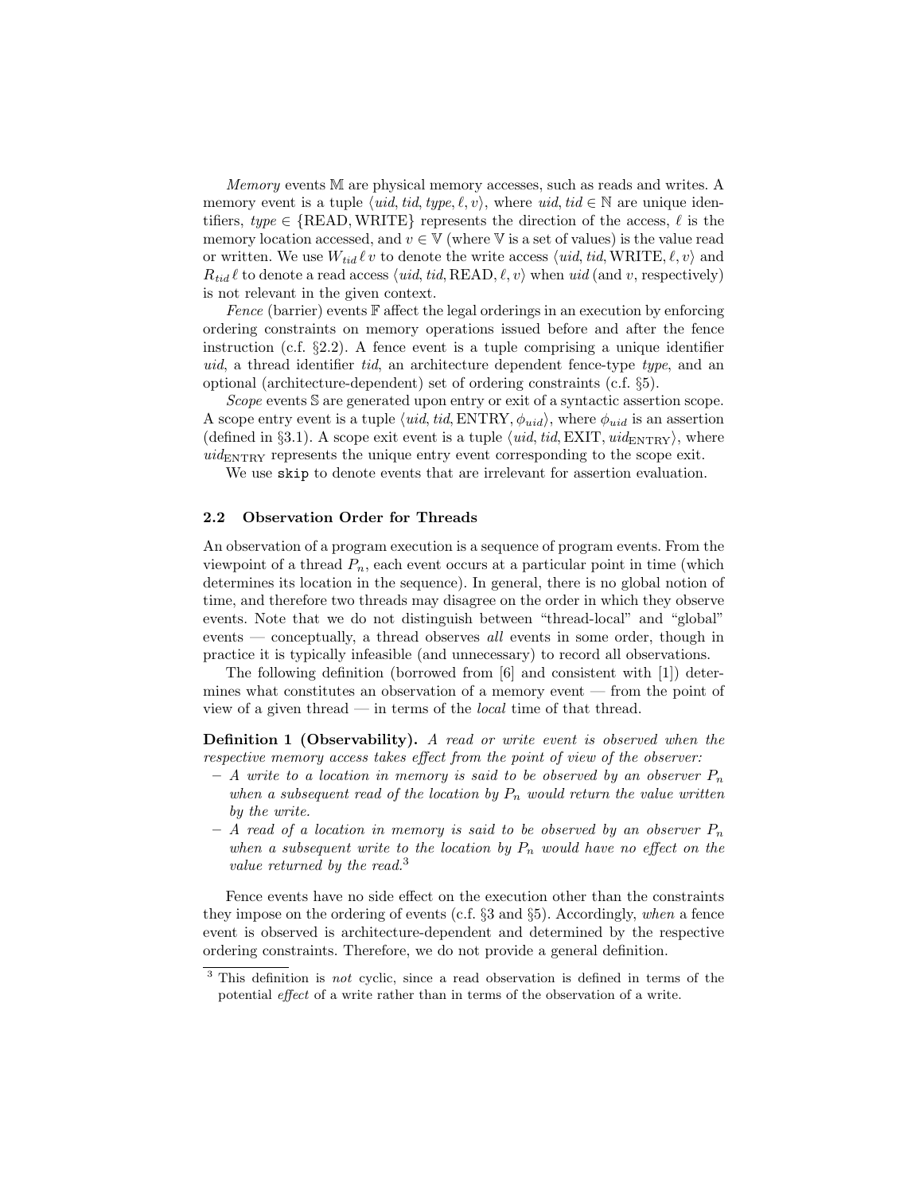*Memory* events $\mathbb{M}$ are physical memory accesses, such as reads and writes. A memory event is a tuple $\langle uid, tid, type, \ell, v\rangle$, where $uid, tid \in \mathbb{N}$ are unique identifiers, $type \in \{\text{READ}, \text{WRITE}\}$ represents the direction of the access, $\ell$ is the memory location accessed, and $v \in \mathbb{V}$ (where $\mathbb{V}$ is a set of values) is the value read or written. We use $W_{tid}\,\ell\,v$ to denote the write access $\langle uid, tid, \text{WRITE}, \ell, v\rangle$ and $R_{tid}\,\ell$ to denote a read access $\langle uid, tid, \text{READ}, \ell, v\rangle$ when $uid$ (and $v$, respectively) is not relevant in the given context.

*Fence* (barrier) events $\mathbb{F}$ affect the legal orderings in an execution by enforcing ordering constraints on memory operations issued before and after the fence instruction (c.f. §2.2). A fence event is a tuple comprising a unique identifier $uid$, a thread identifier $tid$, an architecture dependent fence-type $type$, and an optional (architecture-dependent) set of ordering constraints (c.f. §5).

*Scope* events $\mathbb{S}$ are generated upon entry or exit of a syntactic assertion scope. A scope entry event is a tuple $\langle uid, tid, \text{ENTRY}, \phi_{uid}\rangle$, where $\phi_{uid}$ is an assertion (defined in §3.1). A scope exit event is a tuple $\langle uid, tid, \text{EXIT}, uid_{\text{ENTRY}}\rangle$, where $uid_{\text{ENTRY}}$ represents the unique entry event corresponding to the scope exit.

We use `skip` to denote events that are irrelevant for assertion evaluation.

### 2.2 Observation Order for Threads

An observation of a program execution is a sequence of program events. From the viewpoint of a thread $P_n$, each event occurs at a particular point in time (which determines its location in the sequence). In general, there is no global notion of time, and therefore two threads may disagree on the order in which they observe events. Note that we do not distinguish between "thread-local" and "global" events — conceptually, a thread observes *all* events in some order, though in practice it is typically infeasible (and unnecessary) to record all observations.

The following definition (borrowed from [6] and consistent with [1]) determines what constitutes an observation of a memory event — from the point of view of a given thread — in terms of the *local* time of that thread.

**Definition 1 (Observability).** *A read or write event is observed when the respective memory access takes effect from the point of view of the observer:*

- *A write to a location in memory is said to be observed by an observer $P_n$ when a subsequent read of the location by $P_n$ would return the value written by the write.*
- *A read of a location in memory is said to be observed by an observer $P_n$ when a subsequent write to the location by $P_n$ would have no effect on the value returned by the read.*[3]

Fence events have no side effect on the execution other than the constraints they impose on the ordering of events (c.f. §3 and §5). Accordingly, *when* a fence event is observed is architecture-dependent and determined by the respective ordering constraints. Therefore, we do not provide a general definition.

[3] This definition is *not* cyclic, since a read observation is defined in terms of the potential *effect* of a write rather than in terms of the observation of a write.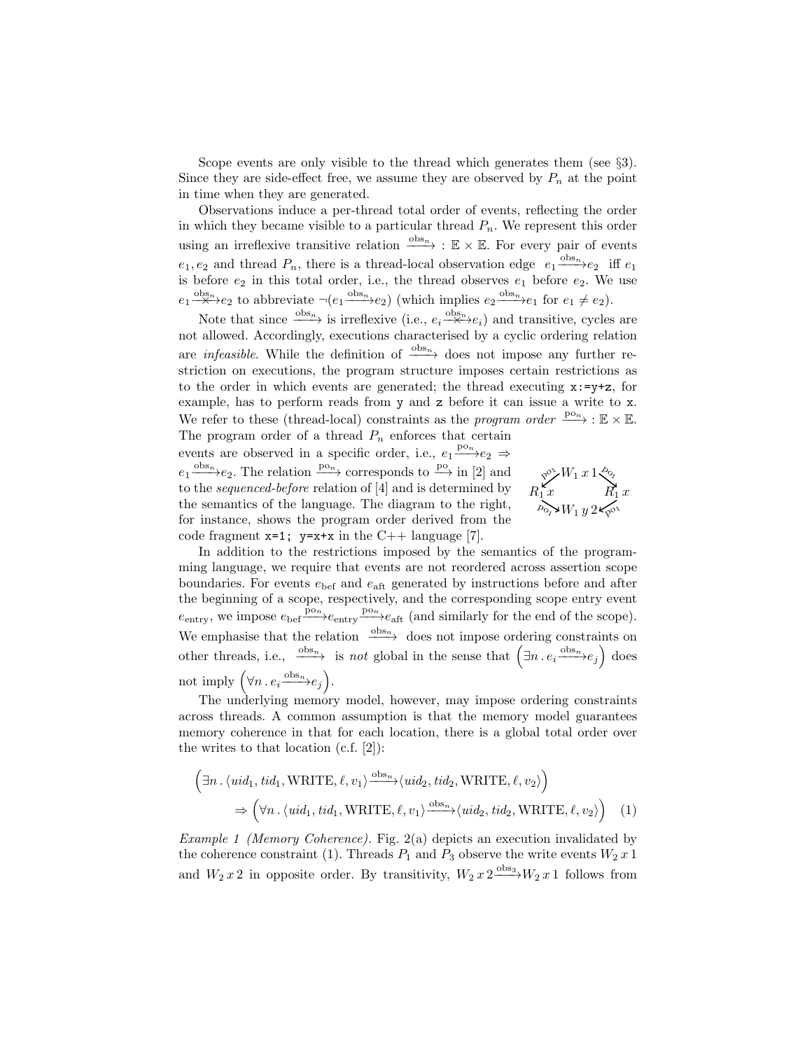Scope events are only visible to the thread which generates them (see §3). Since they are side-effect free, we assume they are observed by $P_n$ at the point in time when they are generated.

Observations induce a per-thread total order of events, reflecting the order in which they became visible to a particular thread $P_n$. We represent this order using an irreflexive transitive relation $\xrightarrow{\text{obs}_n} : \mathbb{E} \times \mathbb{E}$. For every pair of events $e_1, e_2$ and thread $P_n$, there is a thread-local observation edge $e_1 \xrightarrow{\text{obs}_n} e_2$ iff $e_1$ is before $e_2$ in this total order, i.e., the thread observes $e_1$ before $e_2$. We use $e_1 \overset{\text{obs}_n}{\not\rightarrow} e_2$ to abbreviate $\neg(e_1 \xrightarrow{\text{obs}_n} e_2)$ (which implies $e_2 \xrightarrow{\text{obs}_n} e_1$ for $e_1 \neq e_2$).

Note that since $\xrightarrow{\text{obs}_n}$ is irreflexive (i.e., $e_i \overset{\text{obs}_n}{\not\rightarrow} e_i$) and transitive, cycles are not allowed. Accordingly, executions characterised by a cyclic ordering relation are *infeasible*. While the definition of $\xrightarrow{\text{obs}_n}$ does not impose any further restriction on executions, the program structure imposes certain restrictions as to the order in which events are generated; the thread executing `x:=y+z`, for example, has to perform reads from `y` and `z` before it can issue a write to `x`. We refer to these (thread-local) constraints as the *program order* $\xrightarrow{\text{po}_n} : \mathbb{E} \times \mathbb{E}$. The program order of a thread $P_n$ enforces that certain events are observed in a specific order, i.e., $e_1 \xrightarrow{\text{po}_n} e_2 \Rightarrow e_1 \xrightarrow{\text{obs}_n} e_2$. The relation $\xrightarrow{\text{po}_n}$ corresponds to $\xrightarrow{\text{po}}$ in [2] and to the *sequenced-before* relation of [4] and is determined by the semantics of the language. The diagram to the right, for instance, shows the program order derived from the code fragment `x=1; y=x+x` in the C++ language [7].

$$W_1\,x\,1 \xrightarrow{\text{po}_1} R_1\,x, \quad W_1\,x\,1 \xrightarrow{\text{po}_1} R_1\,x, \quad R_1\,x \xrightarrow{\text{po}_1} W_1\,y\,2, \quad R_1\,x \xrightarrow{\text{po}_1} W_1\,y\,2$$

In addition to the restrictions imposed by the semantics of the programming language, we require that events are not reordered across assertion scope boundaries. For events $e_{\text{bef}}$ and $e_{\text{aft}}$ generated by instructions before and after the beginning of a scope, respectively, and the corresponding scope entry event $e_{\text{entry}}$, we impose $e_{\text{bef}} \xrightarrow{\text{po}_n} e_{\text{entry}} \xrightarrow{\text{po}_n} e_{\text{aft}}$ (and similarly for the end of the scope). We emphasise that the relation $\xrightarrow{\text{obs}_n}$ does not impose ordering constraints on other threads, i.e., $\xrightarrow{\text{obs}_n}$ is *not* global in the sense that $\left(\exists n \,.\, e_i \xrightarrow{\text{obs}_n} e_j\right)$ does not imply $\left(\forall n \,.\, e_i \xrightarrow{\text{obs}_n} e_j\right)$.

The underlying memory model, however, may impose ordering constraints across threads. A common assumption is that the memory model guarantees memory coherence in that for each location, there is a global total order over the writes to that location (c.f. [2]):

$$\left(\exists n \,.\, \langle uid_1, tid_1, \text{WRITE}, \ell, v_1\rangle \xrightarrow{\text{obs}_n} \langle uid_2, tid_2, \text{WRITE}, \ell, v_2\rangle\right)$$
$$\Rightarrow \left(\forall n \,.\, \langle uid_1, tid_1, \text{WRITE}, \ell, v_1\rangle \xrightarrow{\text{obs}_n} \langle uid_2, tid_2, \text{WRITE}, \ell, v_2\rangle\right) \quad (1)$$

*Example 1 (Memory Coherence).* Fig. 2(a) depicts an execution invalidated by the coherence constraint (1). Threads $P_1$ and $P_3$ observe the write events $W_2\,x\,1$ and $W_2\,x\,2$ in opposite order. By transitivity, $W_2\,x\,2 \xrightarrow{\text{obs}_3} W_2\,x\,1$ follows from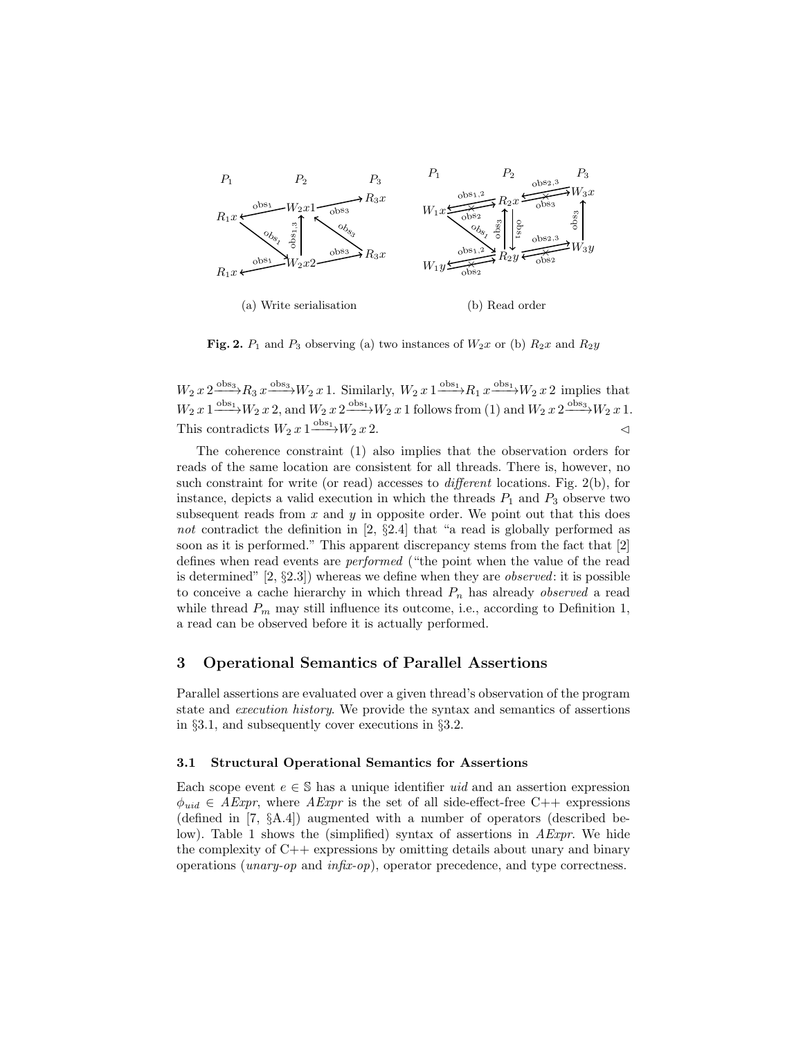(a) Write serialisation

(b) Read order

**Fig. 2.** $P_1$ and $P_3$ observing (a) two instances of $W_2x$ or (b) $R_2x$ and $R_2y$

$W_2\,x\,2 \xrightarrow{\text{obs}_3} R_3\,x \xrightarrow{\text{obs}_3} W_2\,x\,1$. Similarly, $W_2\,x\,1 \xrightarrow{\text{obs}_1} R_1\,x \xrightarrow{\text{obs}_1} W_2\,x\,2$ implies that $W_2\,x\,1 \xrightarrow{\text{obs}_1} W_2\,x\,2$, and $W_2\,x\,2 \xrightarrow{\text{obs}_1} W_2\,x\,1$ follows from (1) and $W_2\,x\,2 \xrightarrow{\text{obs}_3} W_2\,x\,1$. This contradicts $W_2\,x\,1 \xrightarrow{\text{obs}_1} W_2\,x\,2$. $\triangleleft$

The coherence constraint (1) also implies that the observation orders for reads of the same location are consistent for all threads. There is, however, no such constraint for write (or read) accesses to *different* locations. Fig. 2(b), for instance, depicts a valid execution in which the threads $P_1$ and $P_3$ observe two subsequent reads from $x$ and $y$ in opposite order. We point out that this does *not* contradict the definition in [2, §2.4] that "a read is globally performed as soon as it is performed." This apparent discrepancy stems from the fact that [2] defines when read events are *performed* ("the point when the value of the read is determined" [2, §2.3]) whereas we define when they are *observed*: it is possible to conceive a cache hierarchy in which thread $P_n$ has already *observed* a read while thread $P_m$ may still influence its outcome, i.e., according to Definition 1, a read can be observed before it is actually performed.

## 3 Operational Semantics of Parallel Assertions

Parallel assertions are evaluated over a given thread's observation of the program state and *execution history*. We provide the syntax and semantics of assertions in §3.1, and subsequently cover executions in §3.2.

### 3.1 Structural Operational Semantics for Assertions

Each scope event $e \in \mathbb{S}$ has a unique identifier *uid* and an assertion expression $\phi_{uid} \in AExpr$, where *AExpr* is the set of all side-effect-free C++ expressions (defined in [7, §A.4]) augmented with a number of operators (described below). Table 1 shows the (simplified) syntax of assertions in *AExpr*. We hide the complexity of C++ expressions by omitting details about unary and binary operations (*unary-op* and *infix-op*), operator precedence, and type correctness.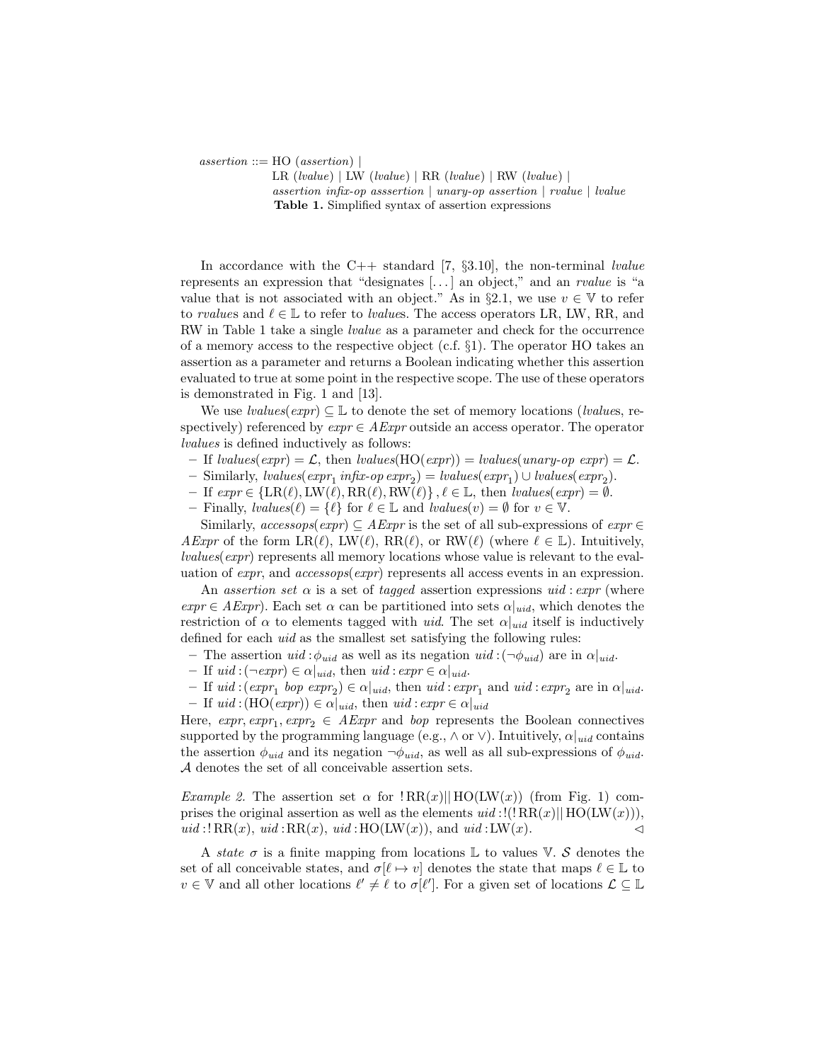*assertion* ::= HO (*assertion*) |
LR (*lvalue*) | LW (*lvalue*) | RR (*lvalue*) | RW (*lvalue*) |
*assertion infix-op asssertion* | *unary-op assertion* | *rvalue* | *lvalue*

**Table 1.** Simplified syntax of assertion expressions

In accordance with the C++ standard [7, §3.10], the non-terminal *lvalue* represents an expression that "designates [...] an object," and an *rvalue* is "a value that is not associated with an object." As in §2.1, we use $v \in \mathbb{V}$ to refer to *rvalue*s and $\ell \in \mathbb{L}$ to refer to *lvalue*s. The access operators LR, LW, RR, and RW in Table 1 take a single *lvalue* as a parameter and check for the occurrence of a memory access to the respective object (c.f. §1). The operator HO takes an assertion as a parameter and returns a Boolean indicating whether this assertion evaluated to true at some point in the respective scope. The use of these operators is demonstrated in Fig. 1 and [13].

We use $\mathit{lvalues}(\mathit{expr}) \subseteq \mathbb{L}$ to denote the set of memory locations (*lvalue*s, respectively) referenced by $\mathit{expr} \in \mathit{AExpr}$ outside an access operator. The operator *lvalues* is defined inductively as follows:

- If $\mathit{lvalues}(\mathit{expr}) = \mathcal{L}$, then $\mathit{lvalues}(\mathrm{HO}(\mathit{expr})) = \mathit{lvalues}(\mathit{unary\text{-}op}\ \mathit{expr}) = \mathcal{L}$.
- Similarly, $\mathit{lvalues}(\mathit{expr}_1\ \mathit{infix\text{-}op}\ \mathit{expr}_2) = \mathit{lvalues}(\mathit{expr}_1) \cup \mathit{lvalues}(\mathit{expr}_2)$.
- If $\mathit{expr} \in \{\mathrm{LR}(\ell), \mathrm{LW}(\ell), \mathrm{RR}(\ell), \mathrm{RW}(\ell)\}, \ell \in \mathbb{L}$, then $\mathit{lvalues}(\mathit{expr}) = \emptyset$.
- Finally, $\mathit{lvalues}(\ell) = \{\ell\}$ for $\ell \in \mathbb{L}$ and $\mathit{lvalues}(v) = \emptyset$ for $v \in \mathbb{V}$.

Similarly, $\mathit{accessops}(\mathit{expr}) \subseteq \mathit{AExpr}$ is the set of all sub-expressions of $\mathit{expr} \in \mathit{AExpr}$ of the form $\mathrm{LR}(\ell)$, $\mathrm{LW}(\ell)$, $\mathrm{RR}(\ell)$, or $\mathrm{RW}(\ell)$ (where $\ell \in \mathbb{L}$). Intuitively, $\mathit{lvalues}(\mathit{expr})$ represents all memory locations whose value is relevant to the evaluation of *expr*, and $\mathit{accessops}(\mathit{expr})$ represents all access events in an expression.

An *assertion set* $\alpha$ is a set of *tagged* assertion expressions $\mathit{uid} : \mathit{expr}$ (where $\mathit{expr} \in \mathit{AExpr}$). Each set $\alpha$ can be partitioned into sets $\alpha|_{\mathit{uid}}$, which denotes the restriction of $\alpha$ to elements tagged with *uid*. The set $\alpha|_{\mathit{uid}}$ itself is inductively defined for each *uid* as the smallest set satisfying the following rules:

- The assertion $\mathit{uid} : \phi_{\mathit{uid}}$ as well as its negation $\mathit{uid} : (\neg \phi_{\mathit{uid}})$ are in $\alpha|_{\mathit{uid}}$.
- If $\mathit{uid} : (\neg \mathit{expr}) \in \alpha|_{\mathit{uid}}$, then $\mathit{uid} : \mathit{expr} \in \alpha|_{\mathit{uid}}$.
- If $\mathit{uid} : (\mathit{expr}_1\ \mathit{bop}\ \mathit{expr}_2) \in \alpha|_{\mathit{uid}}$, then $\mathit{uid} : \mathit{expr}_1$ and $\mathit{uid} : \mathit{expr}_2$ are in $\alpha|_{\mathit{uid}}$.
- If $\mathit{uid} : (\mathrm{HO}(\mathit{expr})) \in \alpha|_{\mathit{uid}}$, then $\mathit{uid} : \mathit{expr} \in \alpha|_{\mathit{uid}}$

Here, $\mathit{expr}, \mathit{expr}_1, \mathit{expr}_2 \in \mathit{AExpr}$ and *bop* represents the Boolean connectives supported by the programming language (e.g., $\wedge$ or $\vee$). Intuitively, $\alpha|_{\mathit{uid}}$ contains the assertion $\phi_{\mathit{uid}}$ and its negation $\neg \phi_{\mathit{uid}}$, as well as all sub-expressions of $\phi_{\mathit{uid}}$. $\mathcal{A}$ denotes the set of all conceivable assertion sets.

*Example 2.* The assertion set $\alpha$ for $!\,\mathrm{RR}(x) ||\, \mathrm{HO}(\mathrm{LW}(x))$ (from Fig. 1) comprises the original assertion as well as the elements $\mathit{uid} : !(!\,\mathrm{RR}(x) ||\, \mathrm{HO}(\mathrm{LW}(x)))$, $\mathit{uid} : !\,\mathrm{RR}(x)$, $\mathit{uid} : \mathrm{RR}(x)$, $\mathit{uid} : \mathrm{HO}(\mathrm{LW}(x))$, and $\mathit{uid} : \mathrm{LW}(x)$. ◁

A *state* $\sigma$ is a finite mapping from locations $\mathbb{L}$ to values $\mathbb{V}$. $\mathcal{S}$ denotes the set of all conceivable states, and $\sigma[\ell \mapsto v]$ denotes the state that maps $\ell \in \mathbb{L}$ to $v \in \mathbb{V}$ and all other locations $\ell' \neq \ell$ to $\sigma[\ell']$. For a given set of locations $\mathcal{L} \subseteq \mathbb{L}$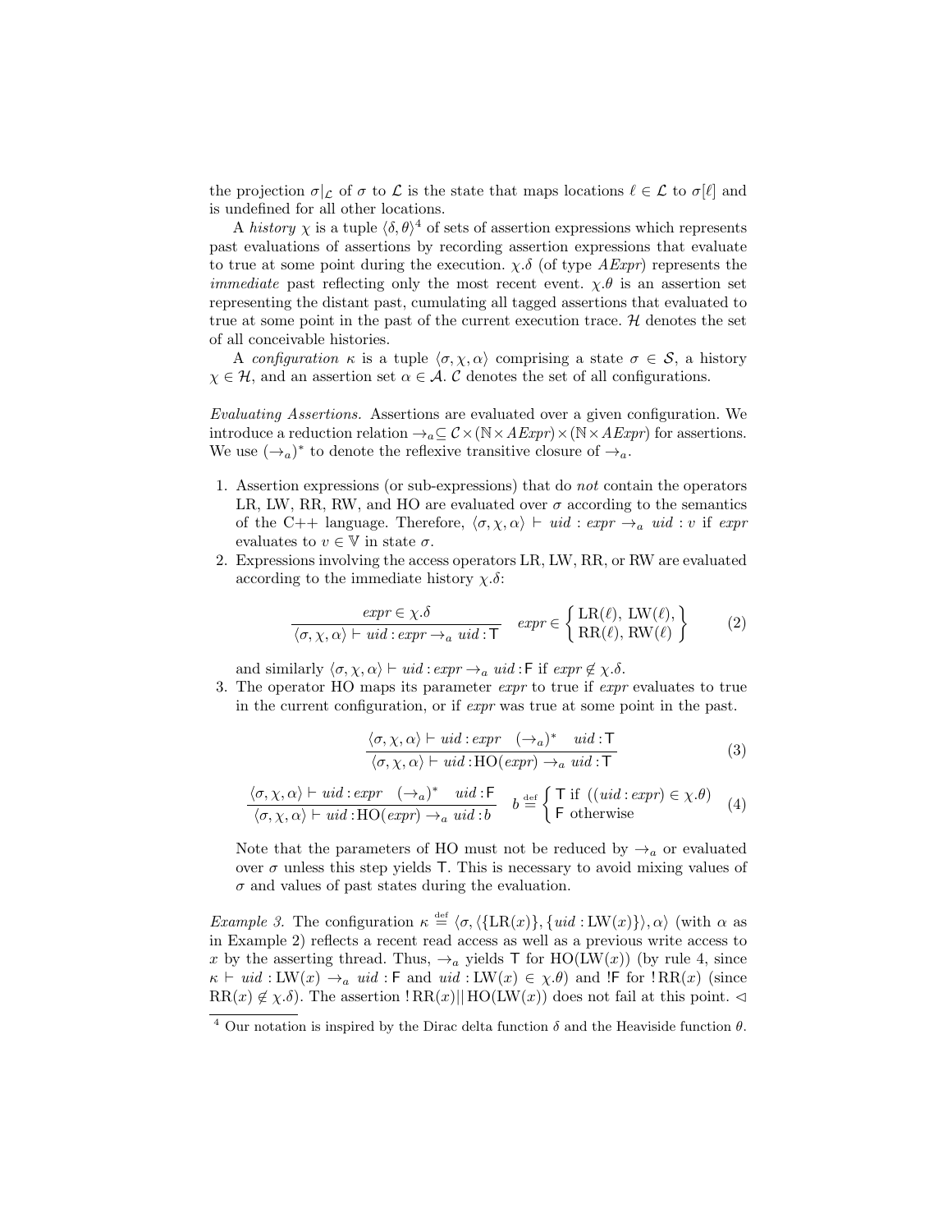the projection $\sigma|_{\mathcal{L}}$ of $\sigma$ to $\mathcal{L}$ is the state that maps locations $\ell \in \mathcal{L}$ to $\sigma[\ell]$ and is undefined for all other locations.

A *history* $\chi$ is a tuple $\langle \delta, \theta \rangle$[4] of sets of assertion expressions which represents past evaluations of assertions by recording assertion expressions that evaluate to true at some point during the execution. $\chi.\delta$ (of type *AExpr*) represents the *immediate* past reflecting only the most recent event. $\chi.\theta$ is an assertion set representing the distant past, cumulating all tagged assertions that evaluated to true at some point in the past of the current execution trace. $\mathcal{H}$ denotes the set of all conceivable histories.

A *configuration* $\kappa$ is a tuple $\langle \sigma, \chi, \alpha \rangle$ comprising a state $\sigma \in \mathcal{S}$, a history $\chi \in \mathcal{H}$, and an assertion set $\alpha \in \mathcal{A}$. $\mathcal{C}$ denotes the set of all configurations.

*Evaluating Assertions.* Assertions are evaluated over a given configuration. We introduce a reduction relation $\rightarrow_a \subseteq \mathcal{C} \times (\mathbb{N} \times AExpr) \times (\mathbb{N} \times AExpr)$ for assertions. We use $(\rightarrow_a)^*$ to denote the reflexive transitive closure of $\rightarrow_a$.

1. Assertion expressions (or sub-expressions) that do *not* contain the operators LR, LW, RR, RW, and HO are evaluated over $\sigma$ according to the semantics of the C++ language. Therefore, $\langle \sigma, \chi, \alpha \rangle \vdash uid : expr \rightarrow_a uid : v$ if $expr$ evaluates to $v \in \mathbb{V}$ in state $\sigma$.
2. Expressions involving the access operators LR, LW, RR, or RW are evaluated according to the immediate history $\chi.\delta$:

$$\frac{expr \in \chi.\delta}{\langle \sigma, \chi, \alpha \rangle \vdash uid : expr \rightarrow_a uid : \mathsf{T}} \quad expr \in \left\{ \begin{array}{l} \mathrm{LR}(\ell),\ \mathrm{LW}(\ell), \\ \mathrm{RR}(\ell),\ \mathrm{RW}(\ell) \end{array} \right\} \tag{2}$$

and similarly $\langle \sigma, \chi, \alpha \rangle \vdash uid : expr \rightarrow_a uid : \mathsf{F}$ if $expr \notin \chi.\delta$.
3. The operator HO maps its parameter $expr$ to true if $expr$ evaluates to true in the current configuration, or if $expr$ was true at some point in the past.

$$\frac{\langle \sigma, \chi, \alpha \rangle \vdash uid : expr \quad (\rightarrow_a)^* \quad uid : \mathsf{T}}{\langle \sigma, \chi, \alpha \rangle \vdash uid : \mathrm{HO}(expr) \rightarrow_a uid : \mathsf{T}} \tag{3}$$

$$\frac{\langle \sigma, \chi, \alpha \rangle \vdash uid : expr \quad (\rightarrow_a)^* \quad uid : \mathsf{F}}{\langle \sigma, \chi, \alpha \rangle \vdash uid : \mathrm{HO}(expr) \rightarrow_a uid : b} \quad b \stackrel{\text{def}}{=} \begin{cases} \mathsf{T} \text{ if } ((uid : expr) \in \chi.\theta) \\ \mathsf{F} \text{ otherwise} \end{cases} \tag{4}$$

Note that the parameters of HO must not be reduced by $\rightarrow_a$ or evaluated over $\sigma$ unless this step yields $\mathsf{T}$. This is necessary to avoid mixing values of $\sigma$ and values of past states during the evaluation.

*Example 3.* The configuration $\kappa \stackrel{\text{def}}{=} \langle \sigma, \langle \{\mathrm{LR}(x)\}, \{uid : \mathrm{LW}(x)\} \rangle, \alpha \rangle$ (with $\alpha$ as in Example 2) reflects a recent read access as well as a previous write access to $x$ by the asserting thread. Thus, $\rightarrow_a$ yields $\mathsf{T}$ for $\mathrm{HO}(\mathrm{LW}(x))$ (by rule 4, since $\kappa \vdash uid : \mathrm{LW}(x) \rightarrow_a uid : \mathsf{F}$ and $uid : \mathrm{LW}(x) \in \chi.\theta$) and $!\mathsf{F}$ for $!\,\mathrm{RR}(x)$ (since $\mathrm{RR}(x) \notin \chi.\delta$). The assertion $!\,\mathrm{RR}(x) \,||\, \mathrm{HO}(\mathrm{LW}(x))$ does not fail at this point. $\triangleleft$

[4] Our notation is inspired by the Dirac delta function $\delta$ and the Heaviside function $\theta$.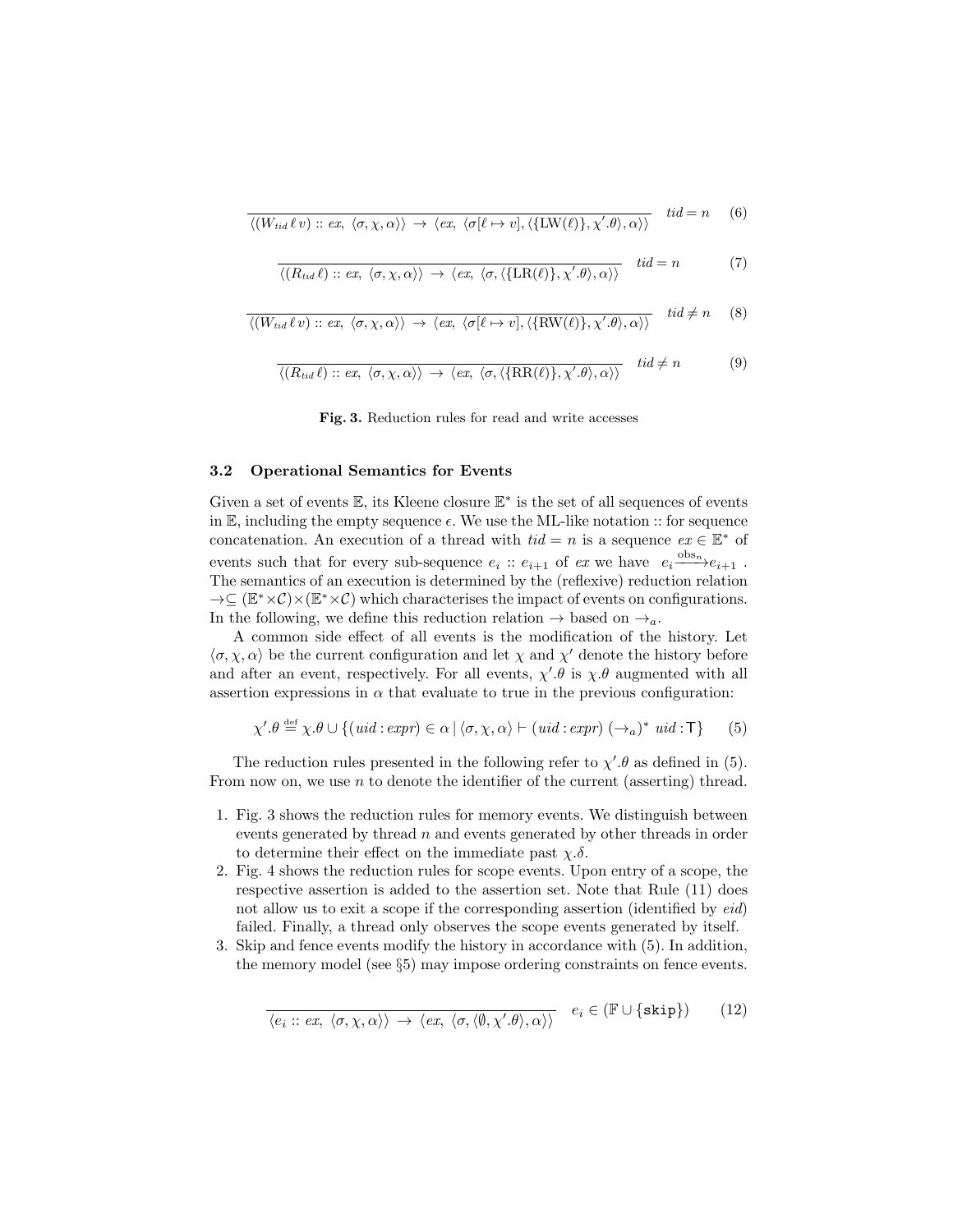$$\frac{}{\langle (W_{tid}\,\ell\,v) :: ex,\ \langle \sigma, \chi, \alpha \rangle \rangle \ \rightarrow\ \langle ex,\ \langle \sigma[\ell \mapsto v], \langle \{\mathrm{LW}(\ell)\}, \chi'.\theta \rangle, \alpha \rangle \rangle} \quad tid = n \qquad (6)$$

$$\frac{}{\langle (R_{tid}\,\ell) :: ex,\ \langle \sigma, \chi, \alpha \rangle \rangle \ \rightarrow\ \langle ex,\ \langle \sigma, \langle \{\mathrm{LR}(\ell)\}, \chi'.\theta \rangle, \alpha \rangle \rangle} \quad tid = n \qquad (7)$$

$$\frac{}{\langle (W_{tid}\,\ell\,v) :: ex,\ \langle \sigma, \chi, \alpha \rangle \rangle \ \rightarrow\ \langle ex,\ \langle \sigma[\ell \mapsto v], \langle \{\mathrm{RW}(\ell)\}, \chi'.\theta \rangle, \alpha \rangle \rangle} \quad tid \neq n \qquad (8)$$

$$\frac{}{\langle (R_{tid}\,\ell) :: ex,\ \langle \sigma, \chi, \alpha \rangle \rangle \ \rightarrow\ \langle ex,\ \langle \sigma, \langle \{\mathrm{RR}(\ell)\}, \chi'.\theta \rangle, \alpha \rangle \rangle} \quad tid \neq n \qquad (9)$$

**Fig. 3.** Reduction rules for read and write accesses

### 3.2 Operational Semantics for Events

Given a set of events $\mathbb{E}$, its Kleene closure $\mathbb{E}^*$ is the set of all sequences of events in $\mathbb{E}$, including the empty sequence $\epsilon$. We use the ML-like notation :: for sequence concatenation. An execution of a thread with $tid = n$ is a sequence $ex \in \mathbb{E}^*$ of events such that for every sub-sequence $e_i :: e_{i+1}$ of $ex$ we have $e_i \xrightarrow{\mathrm{obs}_n} e_{i+1}$. The semantics of an execution is determined by the (reflexive) reduction relation $\rightarrow \subseteq (\mathbb{E}^* \times \mathcal{C}) \times (\mathbb{E}^* \times \mathcal{C})$ which characterises the impact of events on configurations. In the following, we define this reduction relation $\rightarrow$ based on $\rightarrow_a$.

A common side effect of all events is the modification of the history. Let $\langle \sigma, \chi, \alpha \rangle$ be the current configuration and let $\chi$ and $\chi'$ denote the history before and after an event, respectively. For all events, $\chi'.\theta$ is $\chi.\theta$ augmented with all assertion expressions in $\alpha$ that evaluate to true in the previous configuration:

$$\chi'.\theta \stackrel{\mathrm{def}}{=} \chi.\theta \cup \{(uid : expr) \in \alpha \mid \langle \sigma, \chi, \alpha \rangle \vdash (uid : expr)\ (\rightarrow_a)^*\ uid : \mathsf{T}\} \qquad (5)$$

The reduction rules presented in the following refer to $\chi'.\theta$ as defined in (5). From now on, we use $n$ to denote the identifier of the current (asserting) thread.

1. Fig. 3 shows the reduction rules for memory events. We distinguish between events generated by thread $n$ and events generated by other threads in order to determine their effect on the immediate past $\chi.\delta$.
2. Fig. 4 shows the reduction rules for scope events. Upon entry of a scope, the respective assertion is added to the assertion set. Note that Rule (11) does not allow us to exit a scope if the corresponding assertion (identified by *eid*) failed. Finally, a thread only observes the scope events generated by itself.
3. Skip and fence events modify the history in accordance with (5). In addition, the memory model (see §5) may impose ordering constraints on fence events.

$$\frac{}{\langle e_i :: ex,\ \langle \sigma, \chi, \alpha \rangle \rangle \ \rightarrow\ \langle ex,\ \langle \sigma, \langle \emptyset, \chi'.\theta \rangle, \alpha \rangle \rangle} \quad e_i \in (\mathbb{F} \cup \{\mathtt{skip}\}) \qquad (12)$$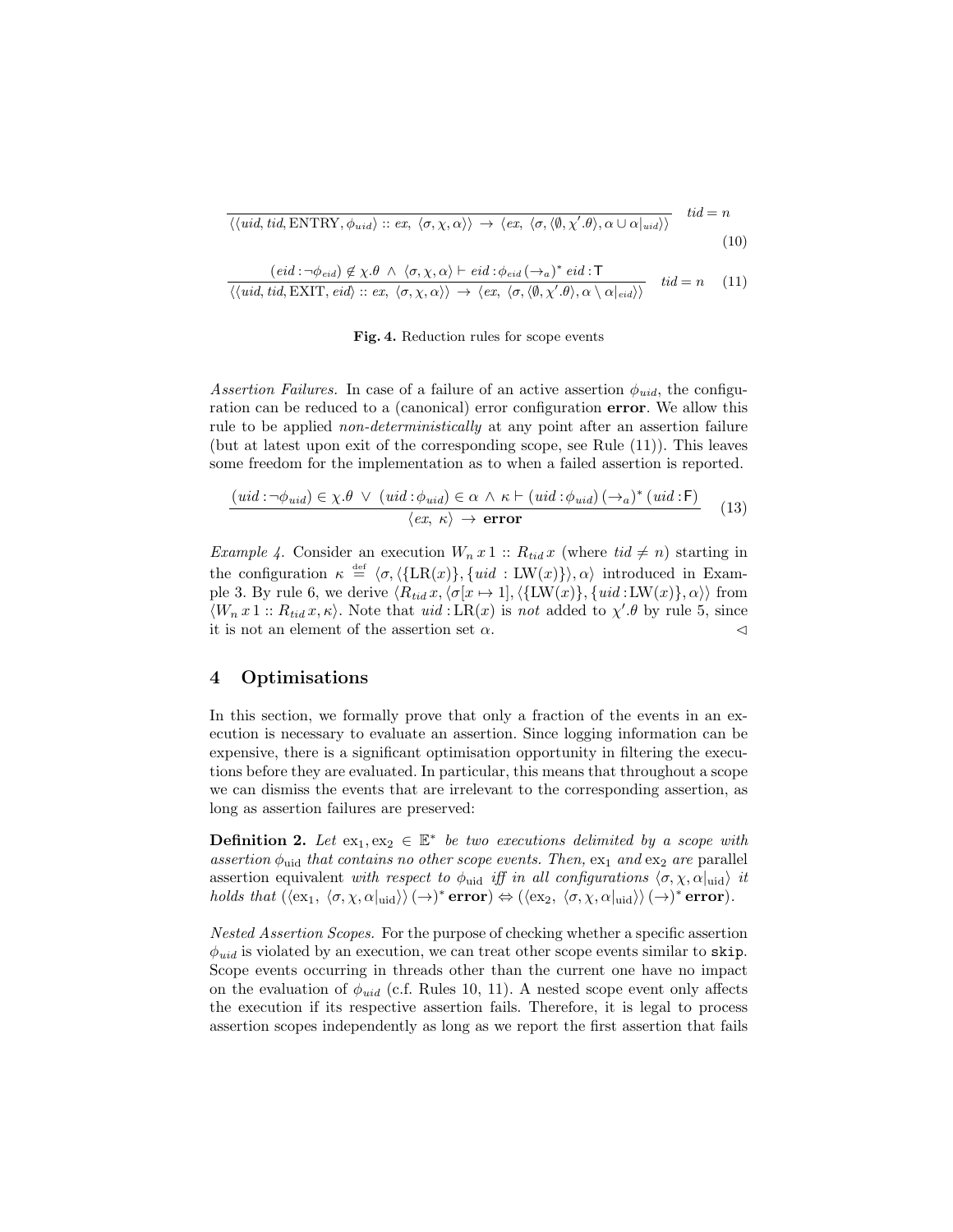$$\frac{}{\langle\langle uid, tid, \text{ENTRY}, \phi_{uid}\rangle :: ex,\ \langle\sigma,\chi,\alpha\rangle\rangle \ \rightarrow\ \langle ex,\ \langle\sigma, \langle\emptyset, \chi'.\theta\rangle, \alpha \cup \alpha|_{uid}\rangle\rangle}\quad tid = n \tag{10}$$

$$\frac{(eid : \neg\phi_{eid}) \notin \chi.\theta \ \wedge\ \langle\sigma,\chi,\alpha\rangle \vdash eid : \phi_{eid}\,(\rightarrow_a)^*\ eid : \mathsf{T}}{\langle\langle uid, tid, \text{EXIT}, eid\rangle :: ex,\ \langle\sigma,\chi,\alpha\rangle\rangle \ \rightarrow\ \langle ex,\ \langle\sigma, \langle\emptyset, \chi'.\theta\rangle, \alpha \setminus \alpha|_{eid}\rangle\rangle}\quad tid = n \tag{11}$$

**Fig. 4.** Reduction rules for scope events

*Assertion Failures.* In case of a failure of an active assertion $\phi_{uid}$, the configuration can be reduced to a (canonical) error configuration **error**. We allow this rule to be applied *non-deterministically* at any point after an assertion failure (but at latest upon exit of the corresponding scope, see Rule (11)). This leaves some freedom for the implementation as to when a failed assertion is reported.

$$\frac{(uid : \neg\phi_{uid}) \in \chi.\theta \ \vee\ (uid : \phi_{uid}) \in \alpha \ \wedge\ \kappa \vdash (uid : \phi_{uid})\,(\rightarrow_a)^*\,(uid : \mathsf{F})}{\langle ex,\ \kappa\rangle \ \rightarrow\ \textbf{error}} \tag{13}$$

*Example 4.* Consider an execution $W_n\,x\,1 :: R_{tid}\,x$ (where $tid \neq n$) starting in the configuration $\kappa \stackrel{\text{def}}{=} \langle\sigma, \langle\{\text{LR}(x)\}, \{uid : \text{LW}(x)\}\rangle, \alpha\rangle$ introduced in Example 3. By rule 6, we derive $\langle R_{tid}\,x, \langle\sigma[x \mapsto 1], \langle\{\text{LW}(x)\}, \{uid : \text{LW}(x)\}, \alpha\rangle\rangle$ from $\langle W_n\,x\,1 :: R_{tid}\,x, \kappa\rangle$. Note that $uid : \text{LR}(x)$ is *not* added to $\chi'.\theta$ by rule 5, since it is not an element of the assertion set $\alpha$. ◁

## 4 Optimisations

In this section, we formally prove that only a fraction of the events in an execution is necessary to evaluate an assertion. Since logging information can be expensive, there is a significant optimisation opportunity in filtering the executions before they are evaluated. In particular, this means that throughout a scope we can dismiss the events that are irrelevant to the corresponding assertion, as long as assertion failures are preserved:

**Definition 2.** *Let* $\text{ex}_1, \text{ex}_2 \in \mathbb{E}^*$ *be two executions delimited by a scope with assertion* $\phi_{\text{uid}}$ *that contains no other scope events. Then,* $\text{ex}_1$ *and* $\text{ex}_2$ *are* parallel assertion equivalent *with respect to* $\phi_{\text{uid}}$ *iff in all configurations* $\langle\sigma,\chi,\alpha|_{\text{uid}}\rangle$ *it holds that* $(\langle\text{ex}_1,\ \langle\sigma,\chi,\alpha|_{\text{uid}}\rangle\rangle\,(\rightarrow)^*\,\textbf{error}) \Leftrightarrow (\langle\text{ex}_2,\ \langle\sigma,\chi,\alpha|_{\text{uid}}\rangle\rangle\,(\rightarrow)^*\,\textbf{error})$.

*Nested Assertion Scopes.* For the purpose of checking whether a specific assertion $\phi_{uid}$ is violated by an execution, we can treat other scope events similar to `skip`. Scope events occurring in threads other than the current one have no impact on the evaluation of $\phi_{uid}$ (c.f. Rules 10, 11). A nested scope event only affects the execution if its respective assertion fails. Therefore, it is legal to process assertion scopes independently as long as we report the first assertion that fails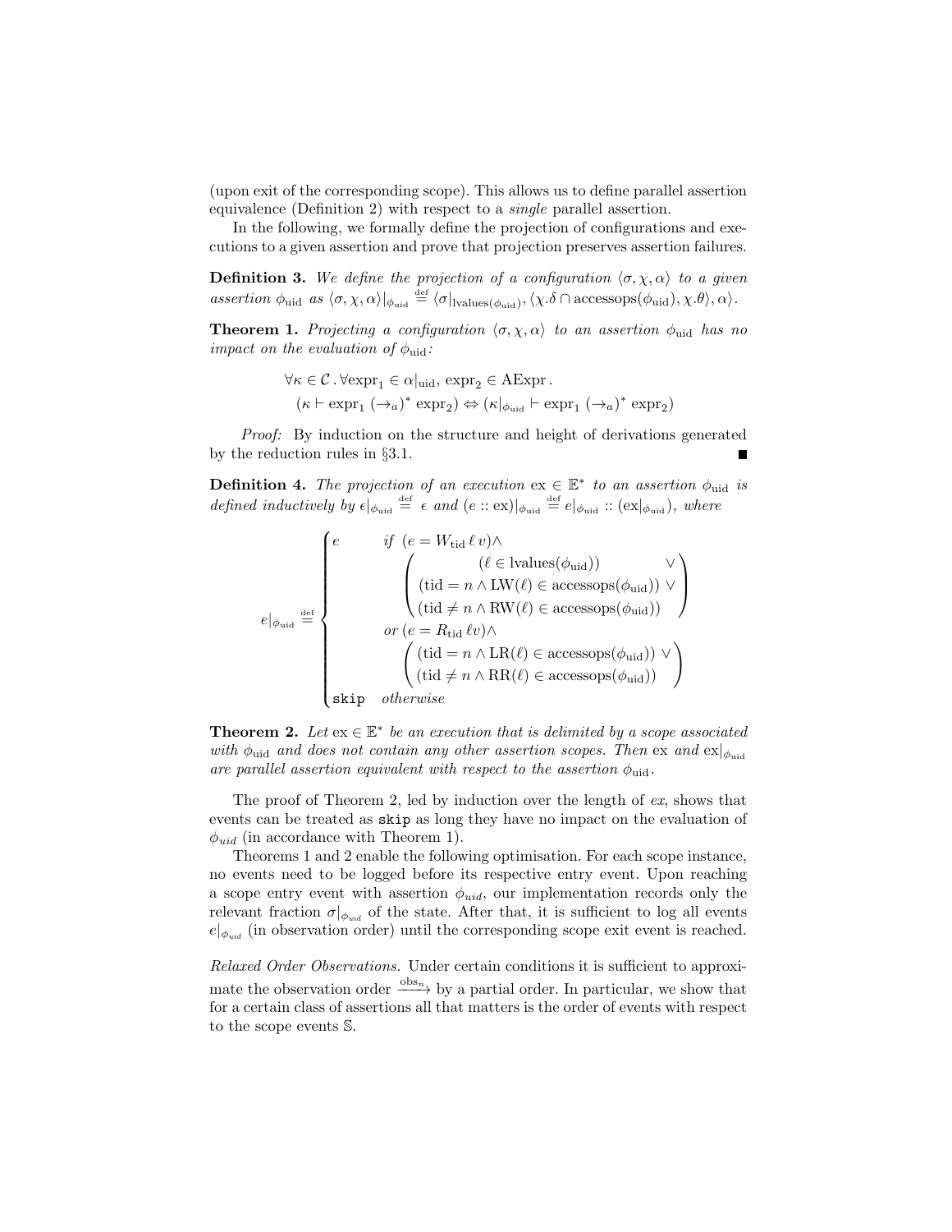(upon exit of the corresponding scope). This allows us to define parallel assertion equivalence (Definition 2) with respect to a *single* parallel assertion.

In the following, we formally define the projection of configurations and executions to a given assertion and prove that projection preserves assertion failures.

**Definition 3.** *We define the projection of a configuration $\langle\sigma,\chi,\alpha\rangle$ to a given assertion $\phi_{\text{uid}}$ as $\langle\sigma,\chi,\alpha\rangle|_{\phi_{\text{uid}}} \stackrel{\text{def}}{=} \langle\sigma|_{\text{lvalues}(\phi_{\text{uid}})}, \langle\chi.\delta \cap \text{accessops}(\phi_{\text{uid}}), \chi.\theta\rangle, \alpha\rangle$.*

**Theorem 1.** *Projecting a configuration $\langle\sigma,\chi,\alpha\rangle$ to an assertion $\phi_{\text{uid}}$ has no impact on the evaluation of $\phi_{\text{uid}}$:*

$$\begin{aligned}&\forall\kappa\in\mathcal{C}\,.\,\forall\text{expr}_1\in\alpha|_{\text{uid}},\ \text{expr}_2\in\text{AExpr}\,.\\&\quad(\kappa\vdash\text{expr}_1\ (\to_a)^*\ \text{expr}_2)\Leftrightarrow(\kappa|_{\phi_{\text{uid}}}\vdash\text{expr}_1\ (\to_a)^*\ \text{expr}_2)\end{aligned}$$

*Proof:* By induction on the structure and height of derivations generated by the reduction rules in §3.1. ∎

**Definition 4.** *The projection of an execution $\text{ex}\in\mathbb{E}^*$ to an assertion $\phi_{\text{uid}}$ is defined inductively by $\epsilon|_{\phi_{\text{uid}}} \stackrel{\text{def}}{=} \epsilon$ and $(e :: \text{ex})|_{\phi_{\text{uid}}} \stackrel{\text{def}}{=} e|_{\phi_{\text{uid}}} :: (\text{ex}|_{\phi_{\text{uid}}})$, where*

$$e|_{\phi_{\text{uid}}} \stackrel{\text{def}}{=} \begin{cases} e & \textit{if } (e = W_{\text{tid}}\,\ell\,v)\wedge \\ & \quad\begin{pmatrix} (\ell\in\text{lvalues}(\phi_{\text{uid}})) \quad\vee \\ (\text{tid}=n\wedge\text{LW}(\ell)\in\text{accessops}(\phi_{\text{uid}}))\vee \\ (\text{tid}\neq n\wedge\text{RW}(\ell)\in\text{accessops}(\phi_{\text{uid}})) \end{pmatrix} \\ & \textit{or } (e = R_{\text{tid}}\,\ell v)\wedge \\ & \quad\begin{pmatrix} (\text{tid}=n\wedge\text{LR}(\ell)\in\text{accessops}(\phi_{\text{uid}}))\vee \\ (\text{tid}\neq n\wedge\text{RR}(\ell)\in\text{accessops}(\phi_{\text{uid}})) \end{pmatrix} \\ \texttt{skip} & \textit{otherwise} \end{cases}$$

**Theorem 2.** *Let $\text{ex}\in\mathbb{E}^*$ be an execution that is delimited by a scope associated with $\phi_{\text{uid}}$ and does not contain any other assertion scopes. Then $\text{ex}$ and $\text{ex}|_{\phi_{\text{uid}}}$ are parallel assertion equivalent with respect to the assertion $\phi_{\text{uid}}$.*

The proof of Theorem 2, led by induction over the length of *ex*, shows that events can be treated as `skip` as long they have no impact on the evaluation of $\phi_{uid}$ (in accordance with Theorem 1).

Theorems 1 and 2 enable the following optimisation. For each scope instance, no events need to be logged before its respective entry event. Upon reaching a scope entry event with assertion $\phi_{uid}$, our implementation records only the relevant fraction $\sigma|_{\phi_{uid}}$ of the state. After that, it is sufficient to log all events $e|_{\phi_{uid}}$ (in observation order) until the corresponding scope exit event is reached.

*Relaxed Order Observations.* Under certain conditions it is sufficient to approximate the observation order $\xrightarrow{\text{obs}_n}$ by a partial order. In particular, we show that for a certain class of assertions all that matters is the order of events with respect to the scope events $\mathbb{S}$.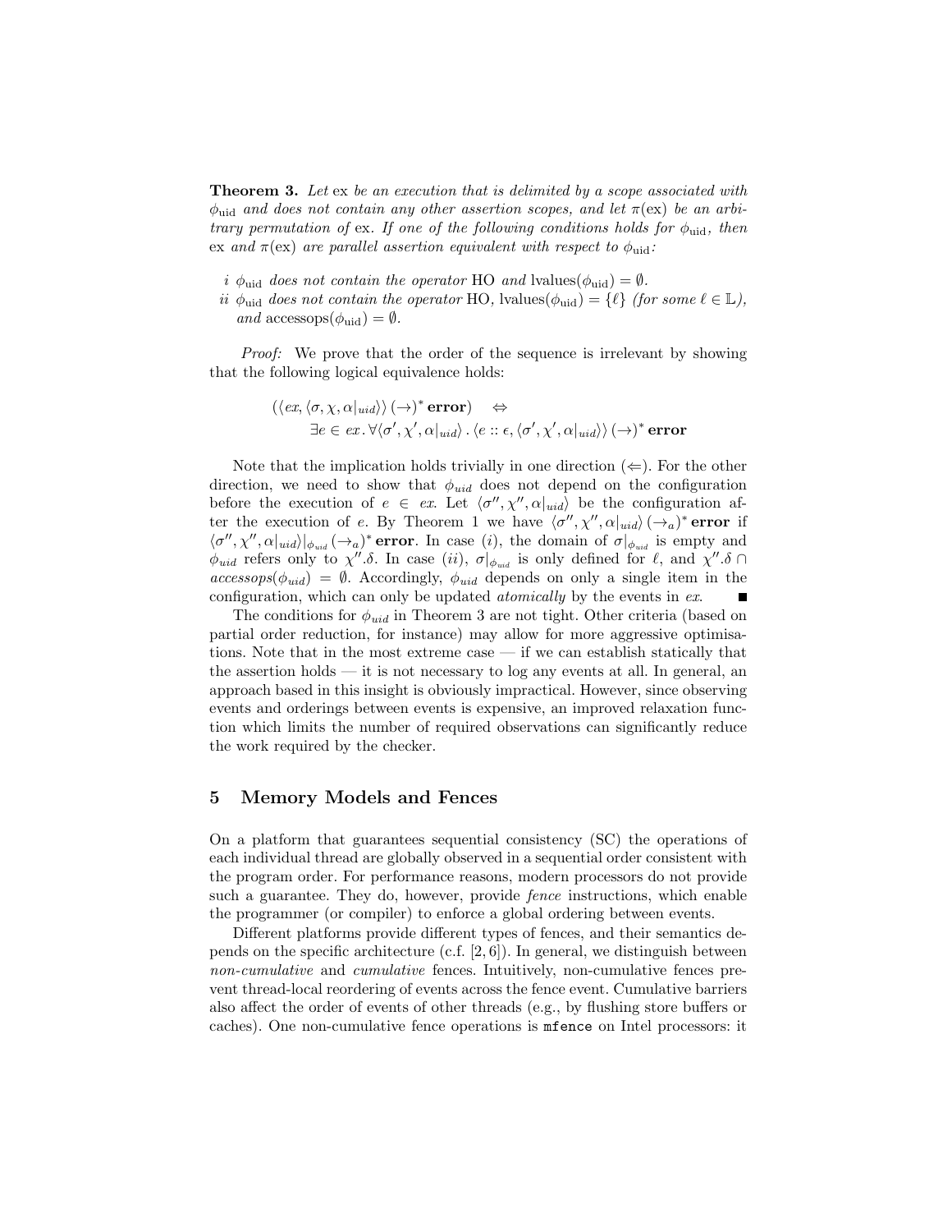**Theorem 3.** *Let* ex *be an execution that is delimited by a scope associated with* $\phi_{\text{uid}}$ *and does not contain any other assertion scopes, and let* $\pi(\text{ex})$ *be an arbitrary permutation of* ex*. If one of the following conditions holds for* $\phi_{\text{uid}}$*, then* ex *and* $\pi(\text{ex})$ *are parallel assertion equivalent with respect to* $\phi_{\text{uid}}$*:*

*i* $\phi_{\text{uid}}$ *does not contain the operator* HO *and* $\text{lvalues}(\phi_{\text{uid}}) = \emptyset$*.*
*ii* $\phi_{\text{uid}}$ *does not contain the operator* HO*,* $\text{lvalues}(\phi_{\text{uid}}) = \{\ell\}$ *(for some* $\ell \in \mathbb{L}$*), and* $\text{accessops}(\phi_{\text{uid}}) = \emptyset$*.*

*Proof:* We prove that the order of the sequence is irrelevant by showing that the following logical equivalence holds:

$$(\langle ex, \langle \sigma, \chi, \alpha|_{uid}\rangle\rangle \, (\rightarrow)^* \, \mathbf{error}) \quad \Leftrightarrow \\ \exists e \in ex \, . \, \forall \langle \sigma', \chi', \alpha|_{uid}\rangle \, . \, \langle e :: \epsilon, \langle \sigma', \chi', \alpha|_{uid}\rangle\rangle \, (\rightarrow)^* \, \mathbf{error}$$

Note that the implication holds trivially in one direction ($\Leftarrow$). For the other direction, we need to show that $\phi_{uid}$ does not depend on the configuration before the execution of $e \in ex$. Let $\langle \sigma'', \chi'', \alpha|_{uid}\rangle$ be the configuration after the execution of $e$. By Theorem 1 we have $\langle \sigma'', \chi'', \alpha|_{uid}\rangle \, (\rightarrow_a)^* \, \mathbf{error}$ if $\langle \sigma'', \chi'', \alpha|_{uid}\rangle|_{\phi_{uid}} \, (\rightarrow_a)^* \, \mathbf{error}$. In case $(i)$, the domain of $\sigma|_{\phi_{uid}}$ is empty and $\phi_{uid}$ refers only to $\chi''.\delta$. In case $(ii)$, $\sigma|_{\phi_{uid}}$ is only defined for $\ell$, and $\chi''.\delta \cap accessops(\phi_{uid}) = \emptyset$. Accordingly, $\phi_{uid}$ depends on only a single item in the configuration, which can only be updated *atomically* by the events in $ex$. ∎

The conditions for $\phi_{uid}$ in Theorem 3 are not tight. Other criteria (based on partial order reduction, for instance) may allow for more aggressive optimisations. Note that in the most extreme case — if we can establish statically that the assertion holds — it is not necessary to log any events at all. In general, an approach based in this insight is obviously impractical. However, since observing events and orderings between events is expensive, an improved relaxation function which limits the number of required observations can significantly reduce the work required by the checker.

## 5 Memory Models and Fences

On a platform that guarantees sequential consistency (SC) the operations of each individual thread are globally observed in a sequential order consistent with the program order. For performance reasons, modern processors do not provide such a guarantee. They do, however, provide *fence* instructions, which enable the programmer (or compiler) to enforce a global ordering between events.

Different platforms provide different types of fences, and their semantics depends on the specific architecture (c.f. [2, 6]). In general, we distinguish between *non-cumulative* and *cumulative* fences. Intuitively, non-cumulative fences prevent thread-local reordering of events across the fence event. Cumulative barriers also affect the order of events of other threads (e.g., by flushing store buffers or caches). One non-cumulative fence operations is `mfence` on Intel processors: it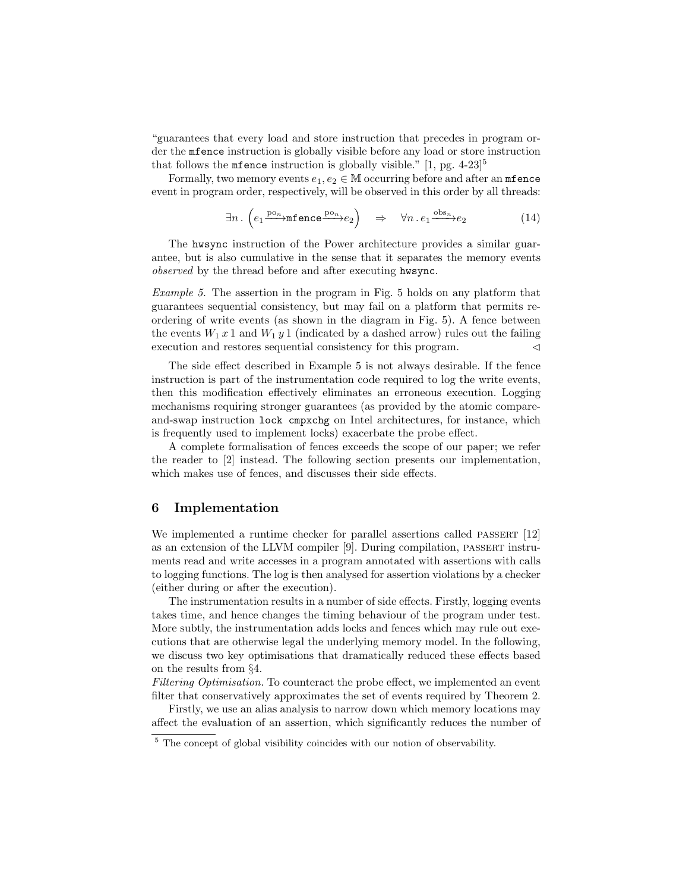"guarantees that every load and store instruction that precedes in program order the `mfence` instruction is globally visible before any load or store instruction that follows the `mfence` instruction is globally visible." [1, pg. 4-23][5]

Formally, two memory events $e_1, e_2 \in \mathbb{M}$ occurring before and after an `mfence` event in program order, respectively, will be observed in this order by all threads:

$$\exists n \,.\, \left( e_1 \xrightarrow{\text{po}_n} \texttt{mfence} \xrightarrow{\text{po}_n} e_2 \right) \quad \Rightarrow \quad \forall n \,.\, e_1 \xrightarrow{\text{obs}_n} e_2 \tag{14}$$

The `hwsync` instruction of the Power architecture provides a similar guarantee, but is also cumulative in the sense that it separates the memory events *observed* by the thread before and after executing `hwsync`.

*Example 5.* The assertion in the program in Fig. 5 holds on any platform that guarantees sequential consistency, but may fail on a platform that permits reordering of write events (as shown in the diagram in Fig. 5). A fence between the events $W_1\, x\, 1$ and $W_1\, y\, 1$ (indicated by a dashed arrow) rules out the failing execution and restores sequential consistency for this program. $\triangleleft$

The side effect described in Example 5 is not always desirable. If the fence instruction is part of the instrumentation code required to log the write events, then this modification effectively eliminates an erroneous execution. Logging mechanisms requiring stronger guarantees (as provided by the atomic compare-and-swap instruction `lock cmpxchg` on Intel architectures, for instance, which is frequently used to implement locks) exacerbate the probe effect.

A complete formalisation of fences exceeds the scope of our paper; we refer the reader to [2] instead. The following section presents our implementation, which makes use of fences, and discusses their side effects.

## 6 Implementation

We implemented a runtime checker for parallel assertions called PASSERT [12] as an extension of the LLVM compiler [9]. During compilation, PASSERT instruments read and write accesses in a program annotated with assertions with calls to logging functions. The log is then analysed for assertion violations by a checker (either during or after the execution).

The instrumentation results in a number of side effects. Firstly, logging events takes time, and hence changes the timing behaviour of the program under test. More subtly, the instrumentation adds locks and fences which may rule out executions that are otherwise legal the underlying memory model. In the following, we discuss two key optimisations that dramatically reduced these effects based on the results from §4.

*Filtering Optimisation.* To counteract the probe effect, we implemented an event filter that conservatively approximates the set of events required by Theorem 2.

Firstly, we use an alias analysis to narrow down which memory locations may affect the evaluation of an assertion, which significantly reduces the number of

[5] The concept of global visibility coincides with our notion of observability.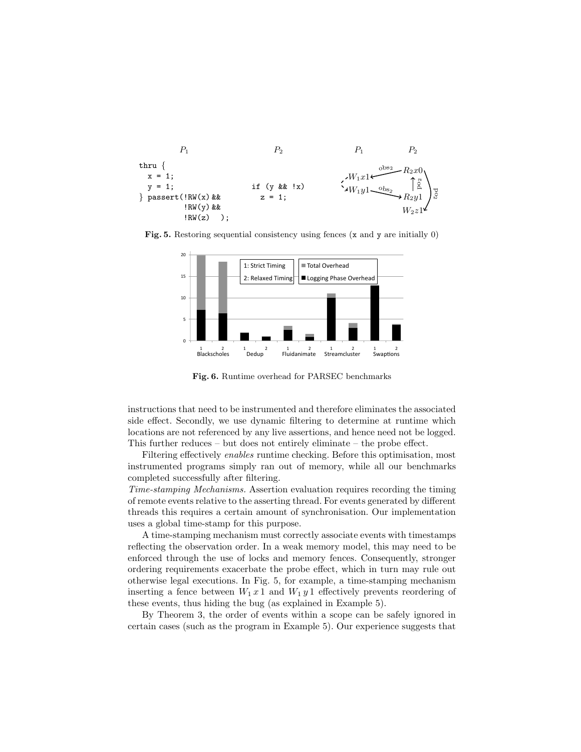```
P1                                P2
thru {
  x = 1;
  y = 1;                          if (y && !x)
} passert(!RW(x) &&                 z = 1;
          !RW(y) &&
          !RW(z)  );
```

**Fig. 5.** Restoring sequential consistency using fences (x and y are initially 0)

**Fig. 6.** Runtime overhead for PARSEC benchmarks

instructions that need to be instrumented and therefore eliminates the associated side effect. Secondly, we use dynamic filtering to determine at runtime which locations are not referenced by any live assertions, and hence need not be logged. This further reduces – but does not entirely eliminate – the probe effect.

Filtering effectively *enables* runtime checking. Before this optimisation, most instrumented programs simply ran out of memory, while all our benchmarks completed successfully after filtering.

*Time-stamping Mechanisms.* Assertion evaluation requires recording the timing of remote events relative to the asserting thread. For events generated by different threads this requires a certain amount of synchronisation. Our implementation uses a global time-stamp for this purpose.

A time-stamping mechanism must correctly associate events with timestamps reflecting the observation order. In a weak memory model, this may need to be enforced through the use of locks and memory fences. Consequently, stronger ordering requirements exacerbate the probe effect, which in turn may rule out otherwise legal executions. In Fig. 5, for example, a time-stamping mechanism inserting a fence between $W_1\,x\,1$ and $W_1\,y\,1$ effectively prevents reordering of these events, thus hiding the bug (as explained in Example 5).

By Theorem 3, the order of events within a scope can be safely ignored in certain cases (such as the program in Example 5). Our experience suggests that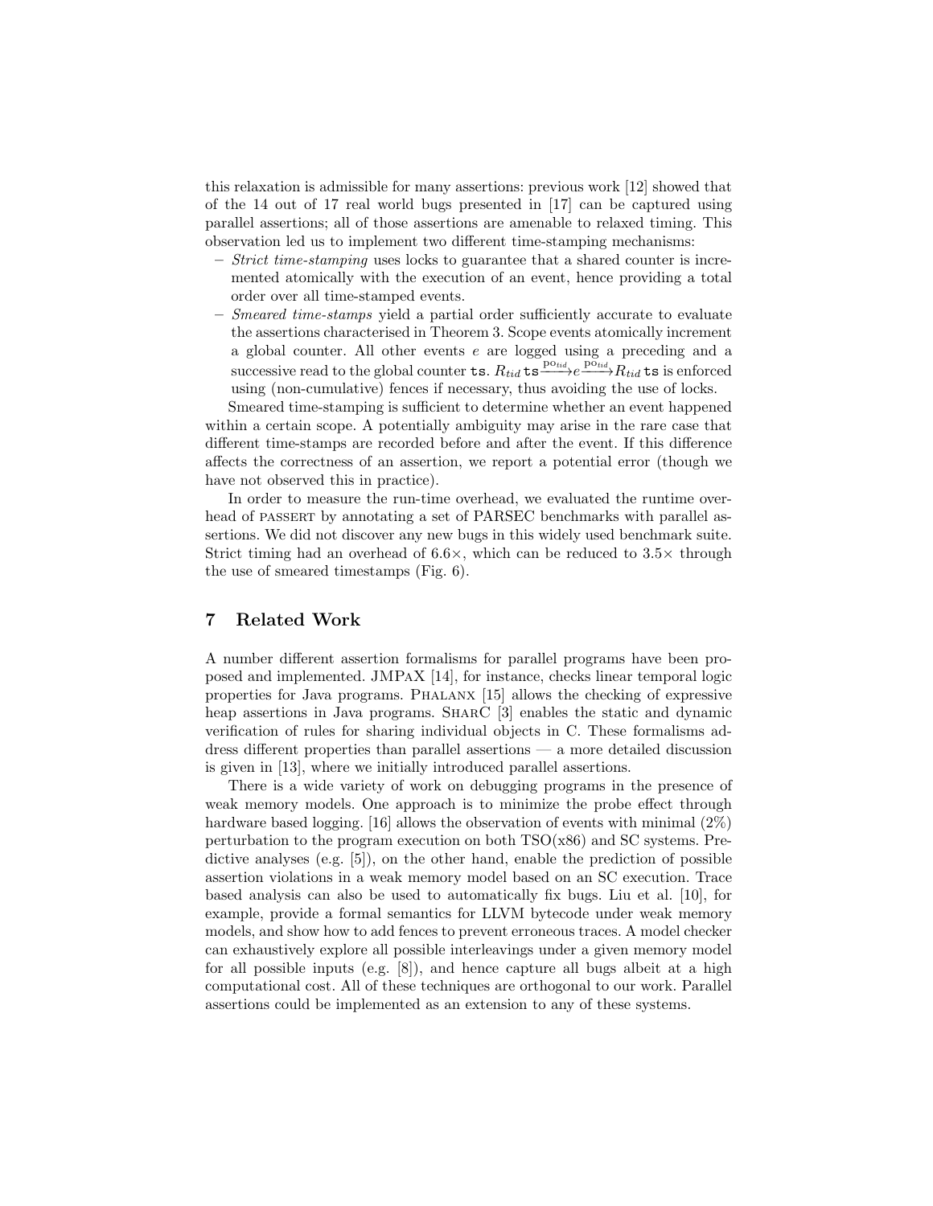this relaxation is admissible for many assertions: previous work [12] showed that of the 14 out of 17 real world bugs presented in [17] can be captured using parallel assertions; all of those assertions are amenable to relaxed timing. This observation led us to implement two different time-stamping mechanisms:

- *Strict time-stamping* uses locks to guarantee that a shared counter is incremented atomically with the execution of an event, hence providing a total order over all time-stamped events.
- *Smeared time-stamps* yield a partial order sufficiently accurate to evaluate the assertions characterised in Theorem 3. Scope events atomically increment a global counter. All other events $e$ are logged using a preceding and a successive read to the global counter `ts`. $R_{tid}\,\texttt{ts} \xrightarrow{\text{po}_{tid}} e \xrightarrow{\text{po}_{tid}} R_{tid}\,\texttt{ts}$ is enforced using (non-cumulative) fences if necessary, thus avoiding the use of locks.

Smeared time-stamping is sufficient to determine whether an event happened within a certain scope. A potentially ambiguity may arise in the rare case that different time-stamps are recorded before and after the event. If this difference affects the correctness of an assertion, we report a potential error (though we have not observed this in practice).

In order to measure the run-time overhead, we evaluated the runtime overhead of PASSERT by annotating a set of PARSEC benchmarks with parallel assertions. We did not discover any new bugs in this widely used benchmark suite. Strict timing had an overhead of 6.6×, which can be reduced to 3.5× through the use of smeared timestamps (Fig. 6).

## 7 Related Work

A number different assertion formalisms for parallel programs have been proposed and implemented. JMPaX [14], for instance, checks linear temporal logic properties for Java programs. Phalanx [15] allows the checking of expressive heap assertions in Java programs. SharC [3] enables the static and dynamic verification of rules for sharing individual objects in C. These formalisms address different properties than parallel assertions — a more detailed discussion is given in [13], where we initially introduced parallel assertions.

There is a wide variety of work on debugging programs in the presence of weak memory models. One approach is to minimize the probe effect through hardware based logging. [16] allows the observation of events with minimal (2%) perturbation to the program execution on both TSO(x86) and SC systems. Predictive analyses (e.g. [5]), on the other hand, enable the prediction of possible assertion violations in a weak memory model based on an SC execution. Trace based analysis can also be used to automatically fix bugs. Liu et al. [10], for example, provide a formal semantics for LLVM bytecode under weak memory models, and show how to add fences to prevent erroneous traces. A model checker can exhaustively explore all possible interleavings under a given memory model for all possible inputs (e.g. [8]), and hence capture all bugs albeit at a high computational cost. All of these techniques are orthogonal to our work. Parallel assertions could be implemented as an extension to any of these systems.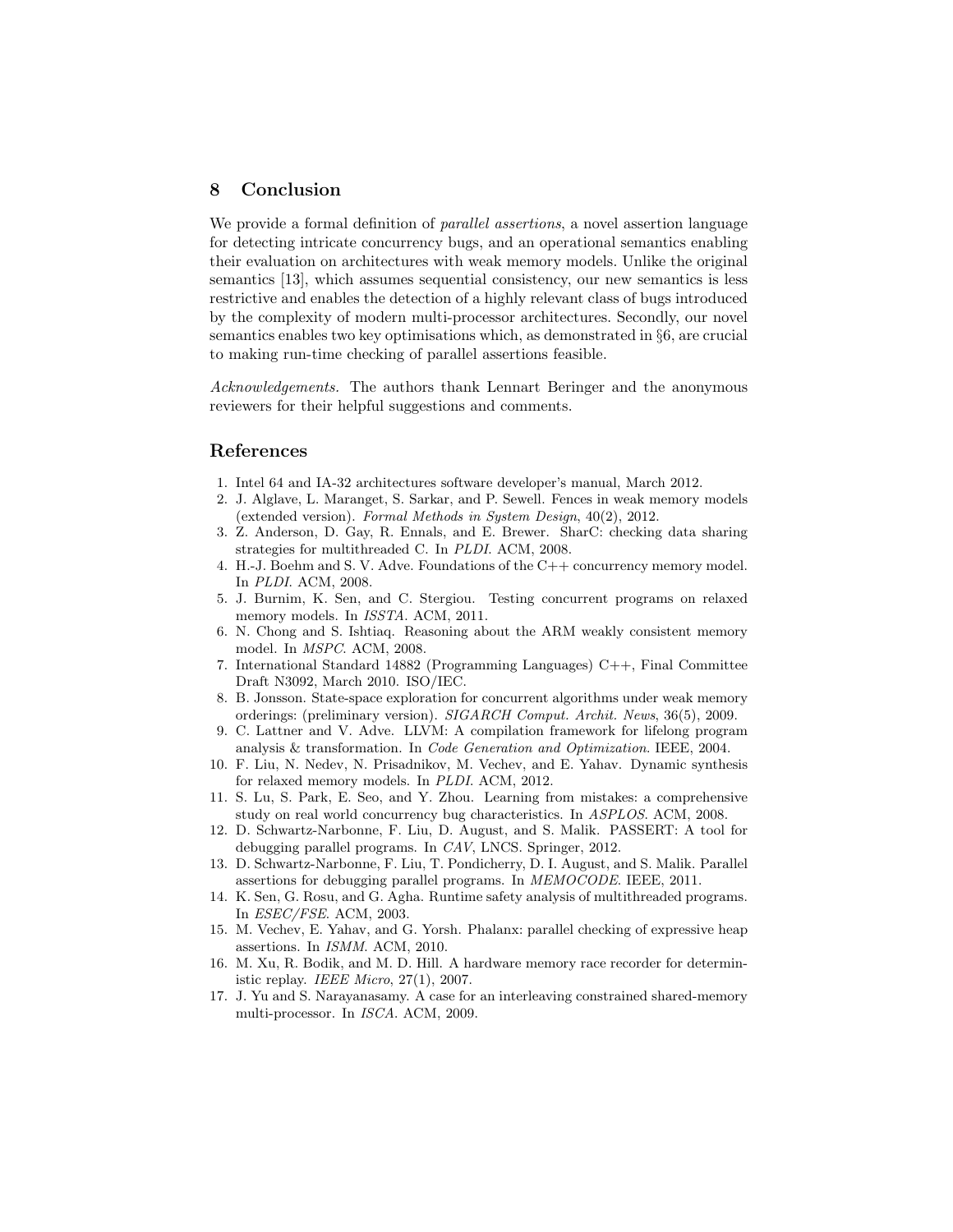## 8 Conclusion

We provide a formal definition of *parallel assertions*, a novel assertion language for detecting intricate concurrency bugs, and an operational semantics enabling their evaluation on architectures with weak memory models. Unlike the original semantics [13], which assumes sequential consistency, our new semantics is less restrictive and enables the detection of a highly relevant class of bugs introduced by the complexity of modern multi-processor architectures. Secondly, our novel semantics enables two key optimisations which, as demonstrated in §6, are crucial to making run-time checking of parallel assertions feasible.

*Acknowledgements.* The authors thank Lennart Beringer and the anonymous reviewers for their helpful suggestions and comments.

## References

1. Intel 64 and IA-32 architectures software developer's manual, March 2012.
2. J. Alglave, L. Maranget, S. Sarkar, and P. Sewell. Fences in weak memory models (extended version). *Formal Methods in System Design*, 40(2), 2012.
3. Z. Anderson, D. Gay, R. Ennals, and E. Brewer. SharC: checking data sharing strategies for multithreaded C. In *PLDI*. ACM, 2008.
4. H.-J. Boehm and S. V. Adve. Foundations of the C++ concurrency memory model. In *PLDI*. ACM, 2008.
5. J. Burnim, K. Sen, and C. Stergiou. Testing concurrent programs on relaxed memory models. In *ISSTA*. ACM, 2011.
6. N. Chong and S. Ishtiaq. Reasoning about the ARM weakly consistent memory model. In *MSPC*. ACM, 2008.
7. International Standard 14882 (Programming Languages) C++, Final Committee Draft N3092, March 2010. ISO/IEC.
8. B. Jonsson. State-space exploration for concurrent algorithms under weak memory orderings: (preliminary version). *SIGARCH Comput. Archit. News*, 36(5), 2009.
9. C. Lattner and V. Adve. LLVM: A compilation framework for lifelong program analysis & transformation. In *Code Generation and Optimization*. IEEE, 2004.
10. F. Liu, N. Nedev, N. Prisadnikov, M. Vechev, and E. Yahav. Dynamic synthesis for relaxed memory models. In *PLDI*. ACM, 2012.
11. S. Lu, S. Park, E. Seo, and Y. Zhou. Learning from mistakes: a comprehensive study on real world concurrency bug characteristics. In *ASPLOS*. ACM, 2008.
12. D. Schwartz-Narbonne, F. Liu, D. August, and S. Malik. PASSERT: A tool for debugging parallel programs. In *CAV*, LNCS. Springer, 2012.
13. D. Schwartz-Narbonne, F. Liu, T. Pondicherry, D. I. August, and S. Malik. Parallel assertions for debugging parallel programs. In *MEMOCODE*. IEEE, 2011.
14. K. Sen, G. Rosu, and G. Agha. Runtime safety analysis of multithreaded programs. In *ESEC/FSE*. ACM, 2003.
15. M. Vechev, E. Yahav, and G. Yorsh. Phalanx: parallel checking of expressive heap assertions. In *ISMM*. ACM, 2010.
16. M. Xu, R. Bodik, and M. D. Hill. A hardware memory race recorder for deterministic replay. *IEEE Micro*, 27(1), 2007.
17. J. Yu and S. Narayanasamy. A case for an interleaving constrained shared-memory multi-processor. In *ISCA*. ACM, 2009.